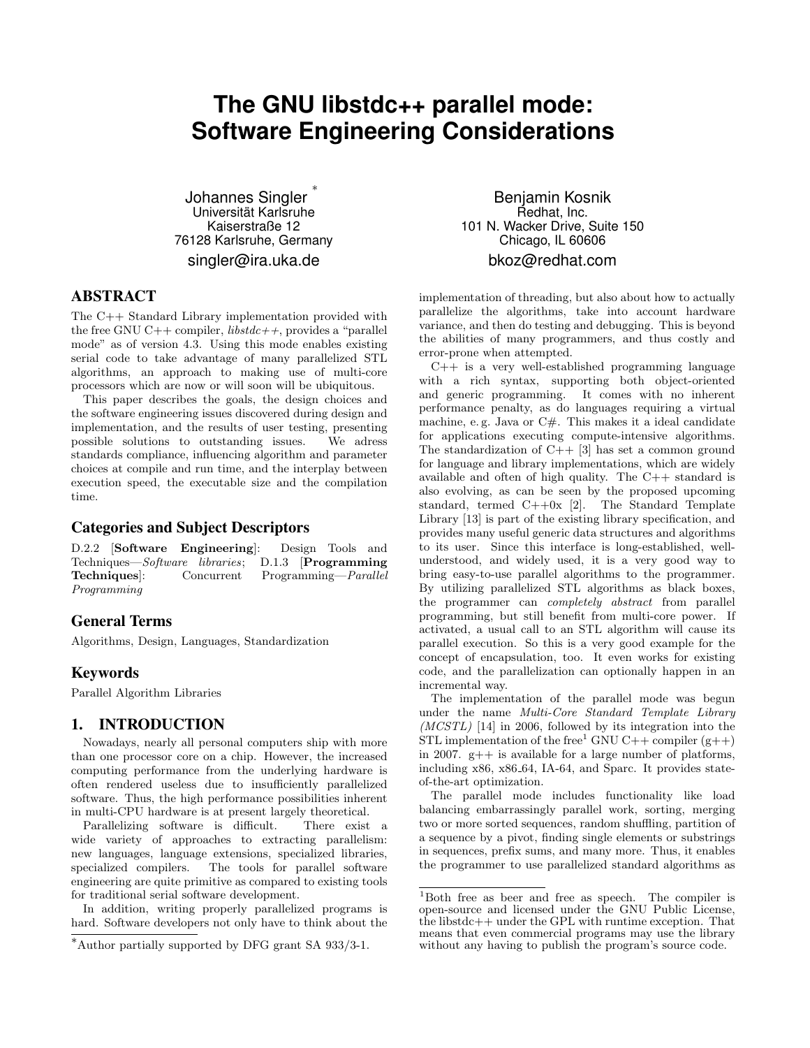# The GNU libstdc++ parallel mode: Software Engineering Considerations

Johannes Singler [*]
Universität Karlsruhe
Kaiserstraße 12
76128 Karlsruhe, Germany
singler@ira.uka.de

Benjamin Kosnik
Redhat, Inc.
101 N. Wacker Drive, Suite 150
Chicago, IL 60606
bkoz@redhat.com

## ABSTRACT

The C++ Standard Library implementation provided with the free GNU C++ compiler, *libstdc++*, provides a "parallel mode" as of version 4.3. Using this mode enables existing serial code to take advantage of many parallelized STL algorithms, an approach to making use of multi-core processors which are now or will soon will be ubiquitous.

This paper describes the goals, the design choices and the software engineering issues discovered during design and implementation, and the results of user testing, presenting possible solutions to outstanding issues. We adress standards compliance, influencing algorithm and parameter choices at compile and run time, and the interplay between execution speed, the executable size and the compilation time.

### Categories and Subject Descriptors

D.2.2 [**Software Engineering**]: Design Tools and Techniques—*Software libraries*; D.1.3 [**Programming Techniques**]: Concurrent Programming—*Parallel Programming*

### General Terms

Algorithms, Design, Languages, Standardization

### Keywords

Parallel Algorithm Libraries

## 1. INTRODUCTION

Nowadays, nearly all personal computers ship with more than one processor core on a chip. However, the increased computing performance from the underlying hardware is often rendered useless due to insufficiently parallelized software. Thus, the high performance possibilities inherent in multi-CPU hardware is at present largely theoretical.

Parallelizing software is difficult. There exist a wide variety of approaches to extracting parallelism: new languages, language extensions, specialized libraries, specialized compilers. The tools for parallel software engineering are quite primitive as compared to existing tools for traditional serial software development.

In addition, writing properly parallelized programs is hard. Software developers not only have to think about the implementation of threading, but also about how to actually parallelize the algorithms, take into account hardware variance, and then do testing and debugging. This is beyond the abilities of many programmers, and thus costly and error-prone when attempted.

C++ is a very well-established programming language with a rich syntax, supporting both object-oriented and generic programming. It comes with no inherent performance penalty, as do languages requiring a virtual machine, e. g. Java or C#. This makes it a ideal candidate for applications executing compute-intensive algorithms. The standardization of C++ [3] has set a common ground for language and library implementations, which are widely available and often of high quality. The C++ standard is also evolving, as can be seen by the proposed upcoming standard, termed C++0x [2]. The Standard Template Library [13] is part of the existing library specification, and provides many useful generic data structures and algorithms to its user. Since this interface is long-established, well-understood, and widely used, it is a very good way to bring easy-to-use parallel algorithms to the programmer. By utilizing parallelized STL algorithms as black boxes, the programmer can *completely abstract* from parallel programming, but still benefit from multi-core power. If activated, a usual call to an STL algorithm will cause its parallel execution. So this is a very good example for the concept of encapsulation, too. It even works for existing code, and the parallelization can optionally happen in an incremental way.

The implementation of the parallel mode was begun under the name *Multi-Core Standard Template Library (MCSTL)* [14] in 2006, followed by its integration into the STL implementation of the free[1] GNU C++ compiler (g++) in 2007. g++ is available for a large number of platforms, including x86, x86_64, IA-64, and Sparc. It provides state-of-the-art optimization.

The parallel mode includes functionality like load balancing embarrassingly parallel work, sorting, merging two or more sorted sequences, random shuffling, partition of a sequence by a pivot, finding single elements or substrings in sequences, prefix sums, and many more. Thus, it enables the programmer to use parallelized standard algorithms as

[*]Author partially supported by DFG grant SA 933/3-1.

[1]Both free as beer and free as speech. The compiler is open-source and licensed under the GNU Public License, the libstdc++ under the GPL with runtime exception. That means that even commercial programs may use the library without any having to publish the program's source code.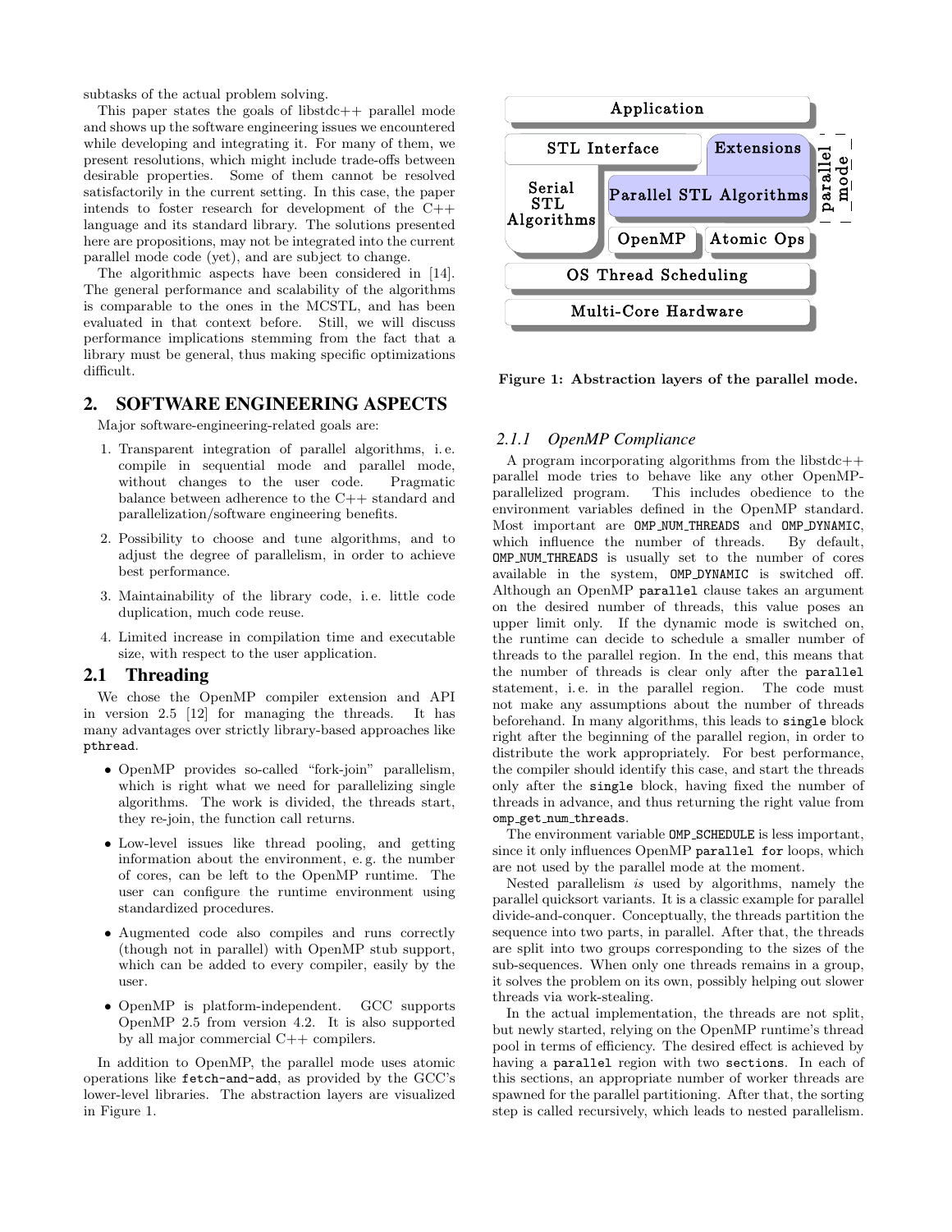subtasks of the actual problem solving.

This paper states the goals of libstdc++ parallel mode and shows up the software engineering issues we encountered while developing and integrating it. For many of them, we present resolutions, which might include trade-offs between desirable properties. Some of them cannot be resolved satisfactorily in the current setting. In this case, the paper intends to foster research for development of the C++ language and its standard library. The solutions presented here are propositions, may not be integrated into the current parallel mode code (yet), and are subject to change.

The algorithmic aspects have been considered in [14]. The general performance and scalability of the algorithms is comparable to the ones in the MCSTL, and has been evaluated in that context before. Still, we will discuss performance implications stemming from the fact that a library must be general, thus making specific optimizations difficult.

## 2. SOFTWARE ENGINEERING ASPECTS

Major software-engineering-related goals are:

1. Transparent integration of parallel algorithms, i. e. compile in sequential mode and parallel mode, without changes to the user code. Pragmatic balance between adherence to the C++ standard and parallelization/software engineering benefits.
2. Possibility to choose and tune algorithms, and to adjust the degree of parallelism, in order to achieve best performance.
3. Maintainability of the library code, i. e. little code duplication, much code reuse.
4. Limited increase in compilation time and executable size, with respect to the user application.

### 2.1 Threading

We chose the OpenMP compiler extension and API in version 2.5 [12] for managing the threads. It has many advantages over strictly library-based approaches like `pthread`.

- OpenMP provides so-called "fork-join" parallelism, which is right what we need for parallelizing single algorithms. The work is divided, the threads start, they re-join, the function call returns.
- Low-level issues like thread pooling, and getting information about the environment, e. g. the number of cores, can be left to the OpenMP runtime. The user can configure the runtime environment using standardized procedures.
- Augmented code also compiles and runs correctly (though not in parallel) with OpenMP stub support, which can be added to every compiler, easily by the user.
- OpenMP is platform-independent. GCC supports OpenMP 2.5 from version 4.2. It is also supported by all major commercial C++ compilers.

In addition to OpenMP, the parallel mode uses atomic operations like `fetch-and-add`, as provided by the GCC's lower-level libraries. The abstraction layers are visualized in Figure 1.

| Application | | |
|---|---|---|
| STL Interface | Extensions | parallel mode |
| Serial STL Algorithms | Parallel STL Algorithms | |
| | OpenMP / Atomic Ops | |
| OS Thread Scheduling | | |
| Multi-Core Hardware | | |

**Figure 1: Abstraction layers of the parallel mode.**

#### 2.1.1 OpenMP Compliance

A program incorporating algorithms from the libstdc++ parallel mode tries to behave like any other OpenMP-parallelized program. This includes obedience to the environment variables defined in the OpenMP standard. Most important are `OMP_NUM_THREADS` and `OMP_DYNAMIC`, which influence the number of threads. By default, `OMP_NUM_THREADS` is usually set to the number of cores available in the system, `OMP_DYNAMIC` is switched off. Although an OpenMP `parallel` clause takes an argument on the desired number of threads, this value poses an upper limit only. If the dynamic mode is switched on, the runtime can decide to schedule a smaller number of threads to the parallel region. In the end, this means that the number of threads is clear only after the `parallel` statement, i. e. in the parallel region. The code must not make any assumptions about the number of threads beforehand. In many algorithms, this leads to `single` block right after the beginning of the parallel region, in order to distribute the work appropriately. For best performance, the compiler should identify this case, and start the threads only after the `single` block, having fixed the number of threads in advance, and thus returning the right value from `omp_get_num_threads`.

The environment variable `OMP_SCHEDULE` is less important, since it only influences OpenMP `parallel for` loops, which are not used by the parallel mode at the moment.

Nested parallelism *is* used by algorithms, namely the parallel quicksort variants. It is a classic example for parallel divide-and-conquer. Conceptually, the threads partition the sequence into two parts, in parallel. After that, the threads are split into two groups corresponding to the sizes of the sub-sequences. When only one threads remains in a group, it solves the problem on its own, possibly helping out slower threads via work-stealing.

In the actual implementation, the threads are not split, but newly started, relying on the OpenMP runtime's thread pool in terms of efficiency. The desired effect is achieved by having a `parallel` region with two `sections`. In each of this sections, an appropriate number of worker threads are spawned for the parallel partitioning. After that, the sorting step is called recursively, which leads to nested parallelism.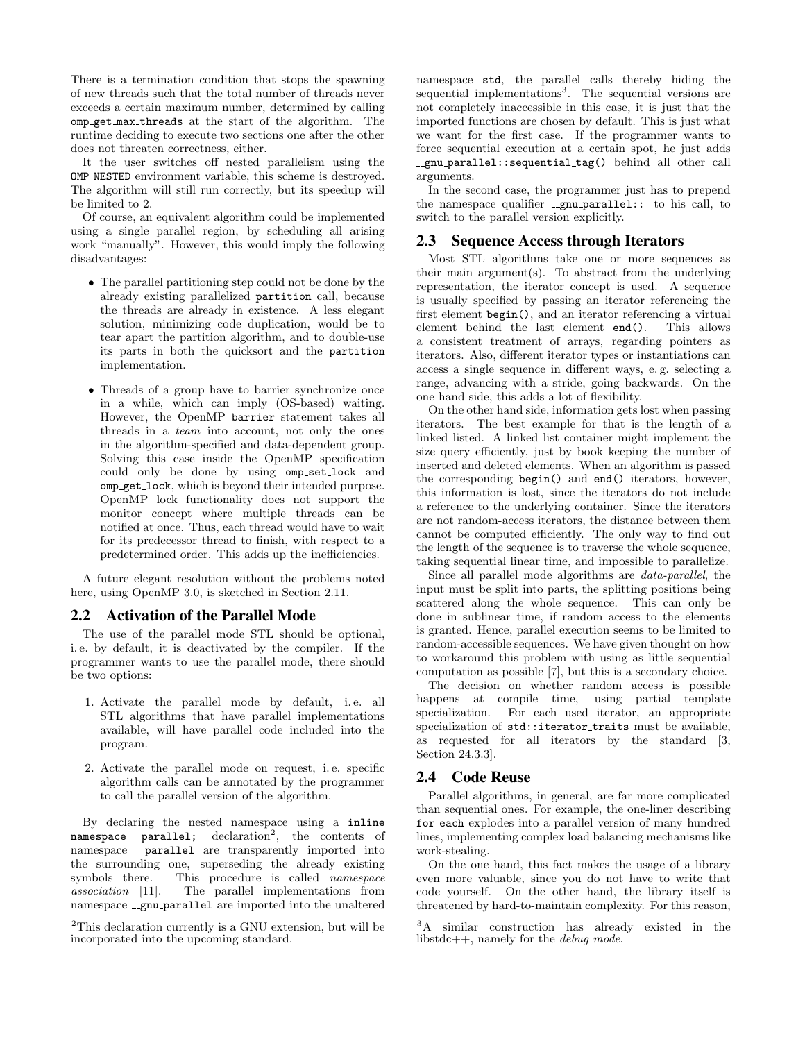There is a termination condition that stops the spawning of new threads such that the total number of threads never exceeds a certain maximum number, determined by calling `omp_get_max_threads` at the start of the algorithm. The runtime deciding to execute two sections one after the other does not threaten correctness, either.

It the user switches off nested parallelism using the `OMP_NESTED` environment variable, this scheme is destroyed. The algorithm will still run correctly, but its speedup will be limited to 2.

Of course, an equivalent algorithm could be implemented using a single parallel region, by scheduling all arising work "manually". However, this would imply the following disadvantages:

- The parallel partitioning step could not be done by the already existing parallelized `partition` call, because the threads are already in existence. A less elegant solution, minimizing code duplication, would be to tear apart the partition algorithm, and to double-use its parts in both the quicksort and the `partition` implementation.
- Threads of a group have to barrier synchronize once in a while, which can imply (OS-based) waiting. However, the OpenMP `barrier` statement takes all threads in a *team* into account, not only the ones in the algorithm-specified and data-dependent group. Solving this case inside the OpenMP specification could only be done by using `omp_set_lock` and `omp_get_lock`, which is beyond their intended purpose. OpenMP lock functionality does not support the monitor concept where multiple threads can be notified at once. Thus, each thread would have to wait for its predecessor thread to finish, with respect to a predetermined order. This adds up the inefficiencies.

A future elegant resolution without the problems noted here, using OpenMP 3.0, is sketched in Section 2.11.

## 2.2 Activation of the Parallel Mode

The use of the parallel mode STL should be optional, i. e. by default, it is deactivated by the compiler. If the programmer wants to use the parallel mode, there should be two options:

1. Activate the parallel mode by default, i. e. all STL algorithms that have parallel implementations available, will have parallel code included into the program.
2. Activate the parallel mode on request, i. e. specific algorithm calls can be annotated by the programmer to call the parallel version of the algorithm.

By declaring the nested namespace using a `inline namespace __parallel;` declaration[2], the contents of namespace `__parallel` are transparently imported into the surrounding one, superseding the already existing symbols there. This procedure is called *namespace association* [11]. The parallel implementations from namespace `__gnu_parallel` are imported into the unaltered namespace `std`, the parallel calls thereby hiding the sequential implementations[3]. The sequential versions are not completely inaccessible in this case, it is just that the imported functions are chosen by default. This is just what we want for the first case. If the programmer wants to force sequential execution at a certain spot, he just adds `__gnu_parallel::sequential_tag()` behind all other call arguments.

In the second case, the programmer just has to prepend the namespace qualifier `__gnu_parallel::` to his call, to switch to the parallel version explicitly.

## 2.3 Sequence Access through Iterators

Most STL algorithms take one or more sequences as their main argument(s). To abstract from the underlying representation, the iterator concept is used. A sequence is usually specified by passing an iterator referencing the first element `begin()`, and an iterator referencing a virtual element behind the last element `end()`. This allows a consistent treatment of arrays, regarding pointers as iterators. Also, different iterator types or instantiations can access a single sequence in different ways, e. g. selecting a range, advancing with a stride, going backwards. On the one hand side, this adds a lot of flexibility.

On the other hand side, information gets lost when passing iterators. The best example for that is the length of a linked listed. A linked list container might implement the size query efficiently, just by book keeping the number of inserted and deleted elements. When an algorithm is passed the corresponding `begin()` and `end()` iterators, however, this information is lost, since the iterators do not include a reference to the underlying container. Since the iterators are not random-access iterators, the distance between them cannot be computed efficiently. The only way to find out the length of the sequence is to traverse the whole sequence, taking sequential linear time, and impossible to parallelize.

Since all parallel mode algorithms are *data-parallel*, the input must be split into parts, the splitting positions being scattered along the whole sequence. This can only be done in sublinear time, if random access to the elements is granted. Hence, parallel execution seems to be limited to random-accessible sequences. We have given thought on how to workaround this problem with using as little sequential computation as possible [7], but this is a secondary choice.

The decision on whether random access is possible happens at compile time, using partial template specialization. For each used iterator, an appropriate specialization of `std::iterator_traits` must be available, as requested for all iterators by the standard [3, Section 24.3.3].

## 2.4 Code Reuse

Parallel algorithms, in general, are far more complicated than sequential ones. For example, the one-liner describing `for_each` explodes into a parallel version of many hundred lines, implementing complex load balancing mechanisms like work-stealing.

On the one hand, this fact makes the usage of a library even more valuable, since you do not have to write that code yourself. On the other hand, the library itself is threatened by hard-to-maintain complexity. For this reason,

---

[2] This declaration currently is a GNU extension, but will be incorporated into the upcoming standard.

[3] A similar construction has already existed in the libstdc++, namely for the *debug mode*.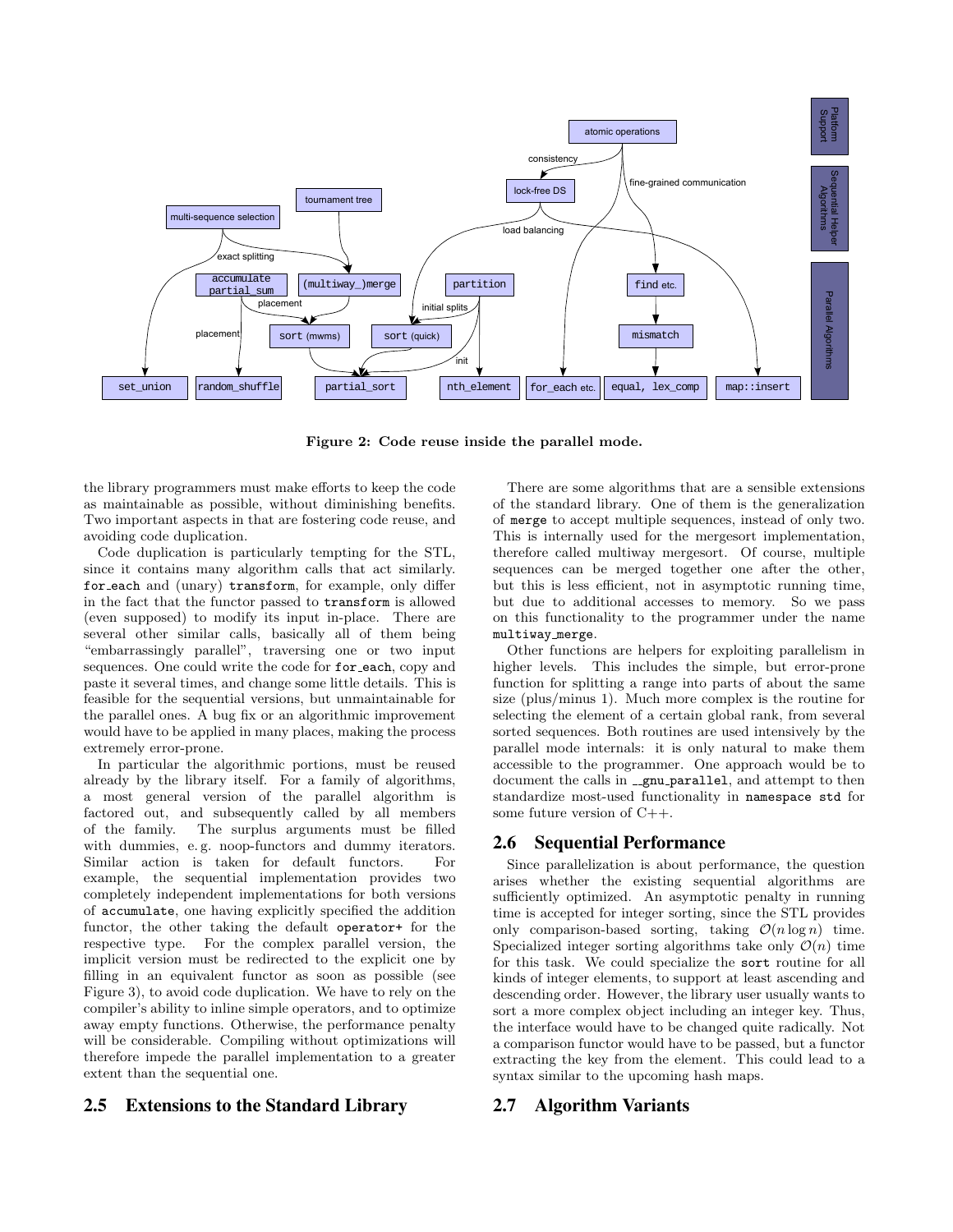Platform Support

Sequential Helper Algorithms

Parallel Algorithms

atomic operations

consistency

fine-grained communication

lock-free DS

tournament tree

multi-sequence selection

load balancing

exact splitting

accumulate partial_sum

(multiway_)merge

partition

find etc.

placement

initial splits

placement

sort (mwms)

sort (quick)

mismatch

init

set_union

random_shuffle

partial_sort

nth_element

for_each etc.

equal, lex_comp

map::insert

**Figure 2: Code reuse inside the parallel mode.**

the library programmers must make efforts to keep the code as maintainable as possible, without diminishing benefits. Two important aspects in that are fostering code reuse, and avoiding code duplication.

Code duplication is particularly tempting for the STL, since it contains many algorithm calls that act similarly. `for_each` and (unary) `transform`, for example, only differ in the fact that the functor passed to `transform` is allowed (even supposed) to modify its input in-place. There are several other similar calls, basically all of them being "embarrassingly parallel", traversing one or two input sequences. One could write the code for `for_each`, copy and paste it several times, and change some little details. This is feasible for the sequential versions, but unmaintainable for the parallel ones. A bug fix or an algorithmic improvement would have to be applied in many places, making the process extremely error-prone.

In particular the algorithmic portions, must be reused already by the library itself. For a family of algorithms, a most general version of the parallel algorithm is factored out, and subsequently called by all members of the family. The surplus arguments must be filled with dummies, e. g. noop-functors and dummy iterators. Similar action is taken for default functors. For example, the sequential implementation provides two completely independent implementations for both versions of `accumulate`, one having explicitly specified the addition functor, the other taking the default `operator+` for the respective type. For the complex parallel version, the implicit version must be redirected to the explicit one by filling in an equivalent functor as soon as possible (see Figure 3), to avoid code duplication. We have to rely on the compiler's ability to inline simple operators, and to optimize away empty functions. Otherwise, the performance penalty will be considerable. Compiling without optimizations will therefore impede the parallel implementation to a greater extent than the sequential one.

## 2.5 Extensions to the Standard Library

There are some algorithms that are a sensible extensions of the standard library. One of them is the generalization of `merge` to accept multiple sequences, instead of only two. This is internally used for the mergesort implementation, therefore called multiway mergesort. Of course, multiple sequences can be merged together one after the other, but this is less efficient, not in asymptotic running time, but due to additional accesses to memory. So we pass on this functionality to the programmer under the name `multiway_merge`.

Other functions are helpers for exploiting parallelism in higher levels. This includes the simple, but error-prone function for splitting a range into parts of about the same size (plus/minus 1). Much more complex is the routine for selecting the element of a certain global rank, from several sorted sequences. Both routines are used intensively by the parallel mode internals: it is only natural to make them accessible to the programmer. One approach would be to document the calls in `__gnu_parallel`, and attempt to then standardize most-used functionality in `namespace std` for some future version of C++.

## 2.6 Sequential Performance

Since parallelization is about performance, the question arises whether the existing sequential algorithms are sufficiently optimized. An asymptotic penalty in running time is accepted for integer sorting, since the STL provides only comparison-based sorting, taking $\mathcal{O}(n \log n)$ time. Specialized integer sorting algorithms take only $\mathcal{O}(n)$ time for this task. We could specialize the `sort` routine for all kinds of integer elements, to support at least ascending and descending order. However, the library user usually wants to sort a more complex object including an integer key. Thus, the interface would have to be changed quite radically. Not a comparison functor would have to be passed, but a functor extracting the key from the element. This could lead to a syntax similar to the upcoming hash maps.

## 2.7 Algorithm Variants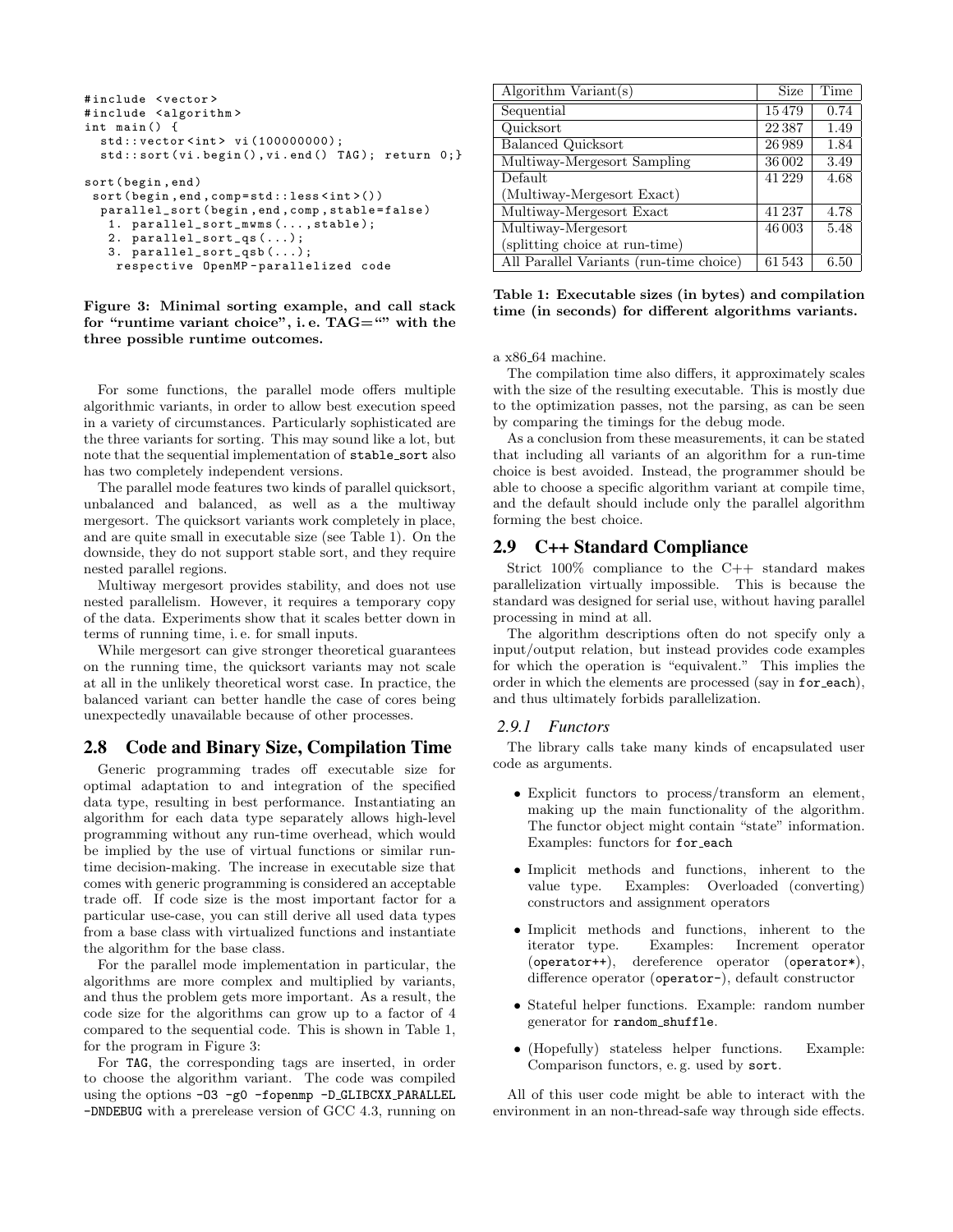```
#include <vector>
#include <algorithm>
int main() {
  std::vector<int> vi(100000000);
  std::sort(vi.begin(),vi.end() TAG); return 0;}

sort(begin,end)
 sort(begin,end,comp=std::less<int>())
  parallel_sort(begin,end,comp,stable=false)
   1. parallel_sort_mwms(...,stable);
   2. parallel_sort_qs(...);
   3. parallel_sort_qsb(...);
    respective OpenMP-parallelized code
```

**Figure 3: Minimal sorting example, and call stack for "runtime variant choice", i. e. TAG="" with the three possible runtime outcomes.**

For some functions, the parallel mode offers multiple algorithmic variants, in order to allow best execution speed in a variety of circumstances. Particularly sophisticated are the three variants for sorting. This may sound like a lot, but note that the sequential implementation of `stable_sort` also has two completely independent versions.

The parallel mode features two kinds of parallel quicksort, unbalanced and balanced, as well as a the multiway mergesort. The quicksort variants work completely in place, and are quite small in executable size (see Table 1). On the downside, they do not support stable sort, and they require nested parallel regions.

Multiway mergesort provides stability, and does not use nested parallelism. However, it requires a temporary copy of the data. Experiments show that it scales better down in terms of running time, i. e. for small inputs.

While mergesort can give stronger theoretical guarantees on the running time, the quicksort variants may not scale at all in the unlikely theoretical worst case. In practice, the balanced variant can better handle the case of cores being unexpectedly unavailable because of other processes.

## 2.8 Code and Binary Size, Compilation Time

Generic programming trades off executable size for optimal adaptation to and integration of the specified data type, resulting in best performance. Instantiating an algorithm for each data type separately allows high-level programming without any run-time overhead, which would be implied by the use of virtual functions or similar run-time decision-making. The increase in executable size that comes with generic programming is considered an acceptable trade off. If code size is the most important factor for a particular use-case, you can still derive all used data types from a base class with virtualized functions and instantiate the algorithm for the base class.

For the parallel mode implementation in particular, the algorithms are more complex and multiplied by variants, and thus the problem gets more important. As a result, the code size for the algorithms can grow up to a factor of 4 compared to the sequential code. This is shown in Table 1, for the program in Figure 3:

For `TAG`, the corresponding tags are inserted, in order to choose the algorithm variant. The code was compiled using the options `-O3 -g0 -fopenmp -D_GLIBCXX_PARALLEL -DNDEBUG` with a prerelease version of GCC 4.3, running on a x86_64 machine.

| Algorithm Variant(s) | Size | Time |
|---|---|---|
| Sequential | 15 479 | 0.74 |
| Quicksort | 22 387 | 1.49 |
| Balanced Quicksort | 26 989 | 1.84 |
| Multiway-Mergesort Sampling | 36 002 | 3.49 |
| Default (Multiway-Mergesort Exact) | 41 229 | 4.68 |
| Multiway-Mergesort Exact | 41 237 | 4.78 |
| Multiway-Mergesort (splitting choice at run-time) | 46 003 | 5.48 |
| All Parallel Variants (run-time choice) | 61 543 | 6.50 |

**Table 1: Executable sizes (in bytes) and compilation time (in seconds) for different algorithms variants.**

The compilation time also differs, it approximately scales with the size of the resulting executable. This is mostly due to the optimization passes, not the parsing, as can be seen by comparing the timings for the debug mode.

As a conclusion from these measurements, it can be stated that including all variants of an algorithm for a run-time choice is best avoided. Instead, the programmer should be able to choose a specific algorithm variant at compile time, and the default should include only the parallel algorithm forming the best choice.

## 2.9 C++ Standard Compliance

Strict 100% compliance to the C++ standard makes parallelization virtually impossible. This is because the standard was designed for serial use, without having parallel processing in mind at all.

The algorithm descriptions often do not specify only a input/output relation, but instead provides code examples for which the operation is "equivalent." This implies the order in which the elements are processed (say in `for_each`), and thus ultimately forbids parallelization.

### 2.9.1 Functors

The library calls take many kinds of encapsulated user code as arguments.

- Explicit functors to process/transform an element, making up the main functionality of the algorithm. The functor object might contain "state" information. Examples: functors for `for_each`
- Implicit methods and functions, inherent to the value type. Examples: Overloaded (converting) constructors and assignment operators
- Implicit methods and functions, inherent to the iterator type. Examples: Increment operator (`operator++`), dereference operator (`operator*`), difference operator (`operator-`), default constructor
- Stateful helper functions. Example: random number generator for `random_shuffle`.
- (Hopefully) stateless helper functions. Example: Comparison functors, e. g. used by `sort`.

All of this user code might be able to interact with the environment in an non-thread-safe way through side effects.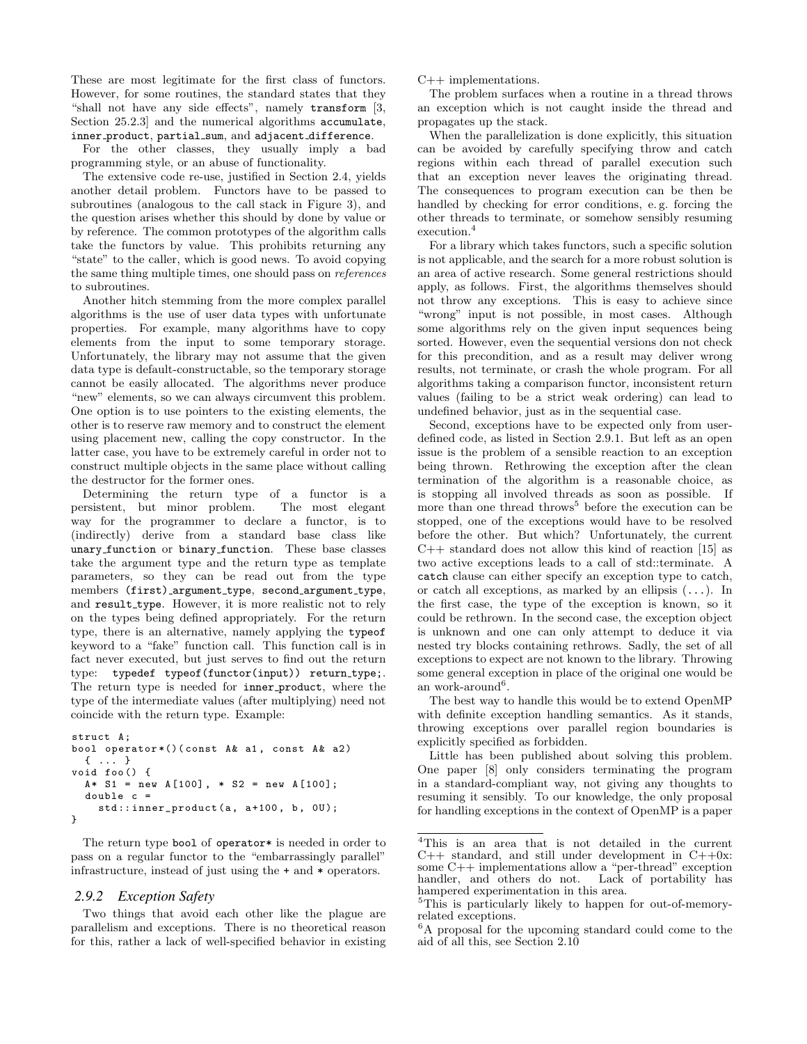These are most legitimate for the first class of functors. However, for some routines, the standard states that they "shall not have any side effects", namely `transform` [3, Section 25.2.3] and the numerical algorithms `accumulate`, `inner_product`, `partial_sum`, and `adjacent_difference`.

For the other classes, they usually imply a bad programming style, or an abuse of functionality.

The extensive code re-use, justified in Section 2.4, yields another detail problem. Functors have to be passed to subroutines (analogous to the call stack in Figure 3), and the question arises whether this should by done by value or by reference. The common prototypes of the algorithm calls take the functors by value. This prohibits returning any "state" to the caller, which is good news. To avoid copying the same thing multiple times, one should pass on *references* to subroutines.

Another hitch stemming from the more complex parallel algorithms is the use of user data types with unfortunate properties. For example, many algorithms have to copy elements from the input to some temporary storage. Unfortunately, the library may not assume that the given data type is default-constructable, so the temporary storage cannot be easily allocated. The algorithms never produce "new" elements, so we can always circumvent this problem. One option is to use pointers to the existing elements, the other is to reserve raw memory and to construct the element using placement new, calling the copy constructor. In the latter case, you have to be extremely careful in order not to construct multiple objects in the same place without calling the destructor for the former ones.

Determining the return type of a functor is a persistent, but minor problem. The most elegant way for the programmer to declare a functor, is to (indirectly) derive from a standard base class like `unary_function` or `binary_function`. These base classes take the argument type and the return type as template parameters, so they can be read out from the type members `(first)_argument_type`, `second_argument_type`, and `result_type`. However, it is more realistic not to rely on the types being defined appropriately. For the return type, there is an alternative, namely applying the `typeof` keyword to a "fake" function call. This function call is in fact never executed, but just serves to find out the return type: `typedef typeof(functor(input)) return_type;`. The return type is needed for `inner_product`, where the type of the intermediate values (after multiplying) need not coincide with the return type. Example:

```
struct A;
bool operator*()(const A& a1, const A& a2)
  { ... }
void foo() {
  A* S1 = new A[100], * S2 = new A[100];
  double c =
    std::inner_product(a, a+100, b, 0U);
}
```

The return type `bool` of `operator*` is needed in order to pass on a regular functor to the "embarrassingly parallel" infrastructure, instead of just using the `+` and `*` operators.

### 2.9.2 Exception Safety

Two things that avoid each other like the plague are parallelism and exceptions. There is no theoretical reason for this, rather a lack of well-specified behavior in existing C++ implementations.

The problem surfaces when a routine in a thread throws an exception which is not caught inside the thread and propagates up the stack.

When the parallelization is done explicitly, this situation can be avoided by carefully specifying throw and catch regions within each thread of parallel execution such that an exception never leaves the originating thread. The consequences to program execution can be then be handled by checking for error conditions, e. g. forcing the other threads to terminate, or somehow sensibly resuming execution.[4]

For a library which takes functors, such a specific solution is not applicable, and the search for a more robust solution is an area of active research. Some general restrictions should apply, as follows. First, the algorithms themselves should not throw any exceptions. This is easy to achieve since "wrong" input is not possible, in most cases. Although some algorithms rely on the given input sequences being sorted. However, even the sequential versions don not check for this precondition, and as a result may deliver wrong results, not terminate, or crash the whole program. For all algorithms taking a comparison functor, inconsistent return values (failing to be a strict weak ordering) can lead to undefined behavior, just as in the sequential case.

Second, exceptions have to be expected only from user-defined code, as listed in Section 2.9.1. But left as an open issue is the problem of a sensible reaction to an exception being thrown. Rethrowing the exception after the clean termination of the algorithm is a reasonable choice, as is stopping all involved threads as soon as possible. If more than one thread throws[5] before the execution can be stopped, one of the exceptions would have to be resolved before the other. But which? Unfortunately, the current C++ standard does not allow this kind of reaction [15] as two active exceptions leads to a call of std::terminate. A `catch` clause can either specify an exception type to catch, or catch all exceptions, as marked by an ellipsis (...). In the first case, the type of the exception is known, so it could be rethrown. In the second case, the exception object is unknown and one can only attempt to deduce it via nested try blocks containing rethrows. Sadly, the set of all exceptions to expect are not known to the library. Throwing some general exception in place of the original one would be an work-around[6].

The best way to handle this would be to extend OpenMP with definite exception handling semantics. As it stands, throwing exceptions over parallel region boundaries is explicitly specified as forbidden.

Little has been published about solving this problem. One paper [8] only considers terminating the program in a standard-compliant way, not giving any thoughts to resuming it sensibly. To our knowledge, the only proposal for handling exceptions in the context of OpenMP is a paper

---

[4] This is an area that is not detailed in the current C++ standard, and still under development in C++0x: some C++ implementations allow a "per-thread" exception handler, and others do not. Lack of portability has hampered experimentation in this area.

[5] This is particularly likely to happen for out-of-memory-related exceptions.

[6] A proposal for the upcoming standard could come to the aid of all this, see Section 2.10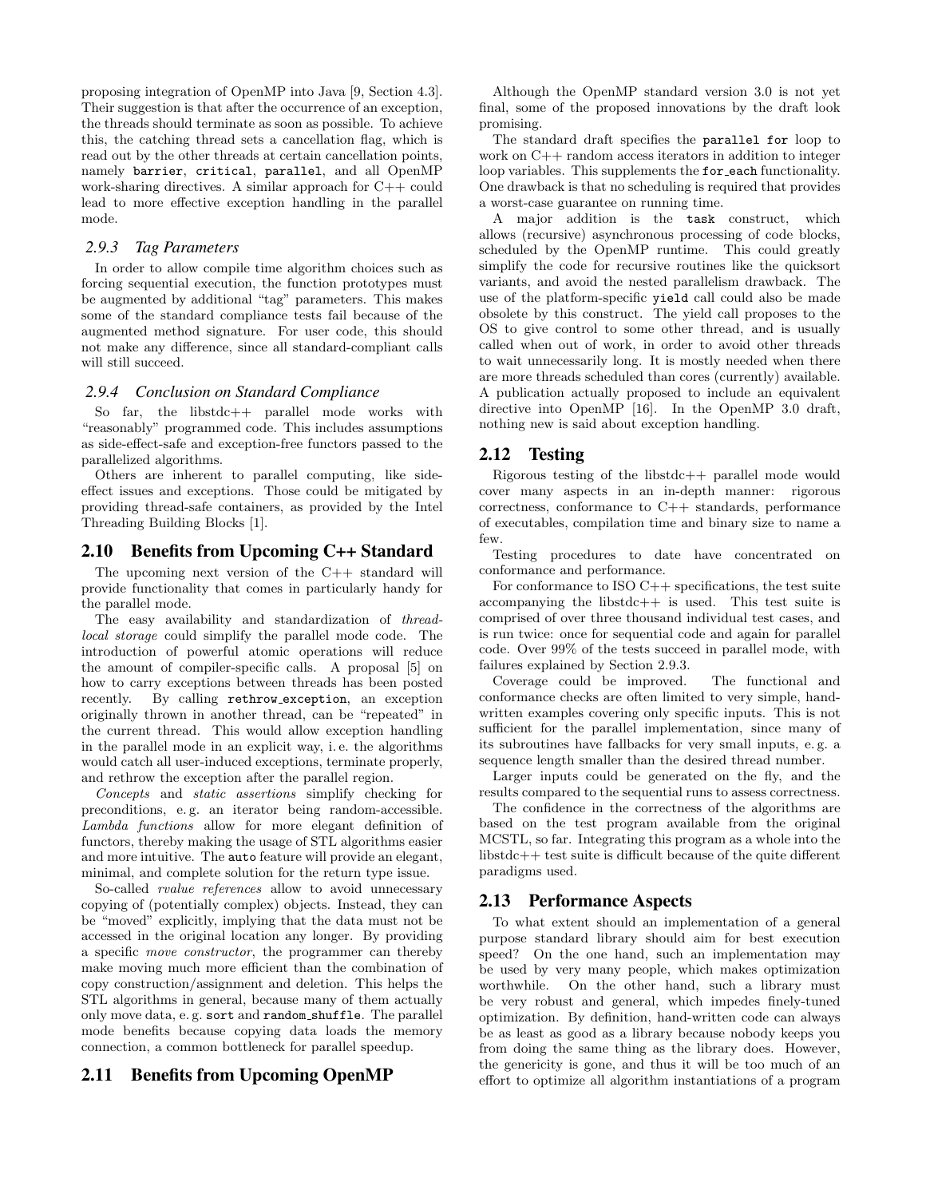proposing integration of OpenMP into Java [9, Section 4.3]. Their suggestion is that after the occurrence of an exception, the threads should terminate as soon as possible. To achieve this, the catching thread sets a cancellation flag, which is read out by the other threads at certain cancellation points, namely `barrier`, `critical`, `parallel`, and all OpenMP work-sharing directives. A similar approach for C++ could lead to more effective exception handling in the parallel mode.

### 2.9.3 Tag Parameters

In order to allow compile time algorithm choices such as forcing sequential execution, the function prototypes must be augmented by additional "tag" parameters. This makes some of the standard compliance tests fail because of the augmented method signature. For user code, this should not make any difference, since all standard-compliant calls will still succeed.

### 2.9.4 Conclusion on Standard Compliance

So far, the libstdc++ parallel mode works with "reasonably" programmed code. This includes assumptions as side-effect-safe and exception-free functors passed to the parallelized algorithms.

Others are inherent to parallel computing, like side-effect issues and exceptions. Those could be mitigated by providing thread-safe containers, as provided by the Intel Threading Building Blocks [1].

## 2.10 Benefits from Upcoming C++ Standard

The upcoming next version of the C++ standard will provide functionality that comes in particularly handy for the parallel mode.

The easy availability and standardization of *thread-local storage* could simplify the parallel mode code. The introduction of powerful atomic operations will reduce the amount of compiler-specific calls. A proposal [5] on how to carry exceptions between threads has been posted recently. By calling `rethrow_exception`, an exception originally thrown in another thread, can be "repeated" in the current thread. This would allow exception handling in the parallel mode in an explicit way, i. e. the algorithms would catch all user-induced exceptions, terminate properly, and rethrow the exception after the parallel region.

*Concepts* and *static assertions* simplify checking for preconditions, e. g. an iterator being random-accessible. *Lambda functions* allow for more elegant definition of functors, thereby making the usage of STL algorithms easier and more intuitive. The `auto` feature will provide an elegant, minimal, and complete solution for the return type issue.

So-called *rvalue references* allow to avoid unnecessary copying of (potentially complex) objects. Instead, they can be "moved" explicitly, implying that the data must not be accessed in the original location any longer. By providing a specific *move constructor*, the programmer can thereby make moving much more efficient than the combination of copy construction/assignment and deletion. This helps the STL algorithms in general, because many of them actually only move data, e. g. `sort` and `random_shuffle`. The parallel mode benefits because copying data loads the memory connection, a common bottleneck for parallel speedup.

## 2.11 Benefits from Upcoming OpenMP

Although the OpenMP standard version 3.0 is not yet final, some of the proposed innovations by the draft look promising.

The standard draft specifies the `parallel for` loop to work on C++ random access iterators in addition to integer loop variables. This supplements the `for_each` functionality. One drawback is that no scheduling is required that provides a worst-case guarantee on running time.

A major addition is the `task` construct, which allows (recursive) asynchronous processing of code blocks, scheduled by the OpenMP runtime. This could greatly simplify the code for recursive routines like the quicksort variants, and avoid the nested parallelism drawback. The use of the platform-specific `yield` call could also be made obsolete by this construct. The yield call proposes to the OS to give control to some other thread, and is usually called when out of work, in order to avoid other threads to wait unnecessarily long. It is mostly needed when there are more threads scheduled than cores (currently) available. A publication actually proposed to include an equivalent directive into OpenMP [16]. In the OpenMP 3.0 draft, nothing new is said about exception handling.

## 2.12 Testing

Rigorous testing of the libstdc++ parallel mode would cover many aspects in an in-depth manner: rigorous correctness, conformance to C++ standards, performance of executables, compilation time and binary size to name a few.

Testing procedures to date have concentrated on conformance and performance.

For conformance to ISO C++ specifications, the test suite accompanying the libstdc++ is used. This test suite is comprised of over three thousand individual test cases, and is run twice: once for sequential code and again for parallel code. Over 99% of the tests succeed in parallel mode, with failures explained by Section 2.9.3.

Coverage could be improved. The functional and conformance checks are often limited to very simple, hand-written examples covering only specific inputs. This is not sufficient for the parallel implementation, since many of its subroutines have fallbacks for very small inputs, e. g. a sequence length smaller than the desired thread number.

Larger inputs could be generated on the fly, and the results compared to the sequential runs to assess correctness.

The confidence in the correctness of the algorithms are based on the test program available from the original MCSTL, so far. Integrating this program as a whole into the libstdc++ test suite is difficult because of the quite different paradigms used.

## 2.13 Performance Aspects

To what extent should an implementation of a general purpose standard library should aim for best execution speed? On the one hand, such an implementation may be used by very many people, which makes optimization worthwhile. On the other hand, such a library must be very robust and general, which impedes finely-tuned optimization. By definition, hand-written code can always be as least as good as a library because nobody keeps you from doing the same thing as the library does. However, the genericity is gone, and thus it will be too much of an effort to optimize all algorithm instantiations of a program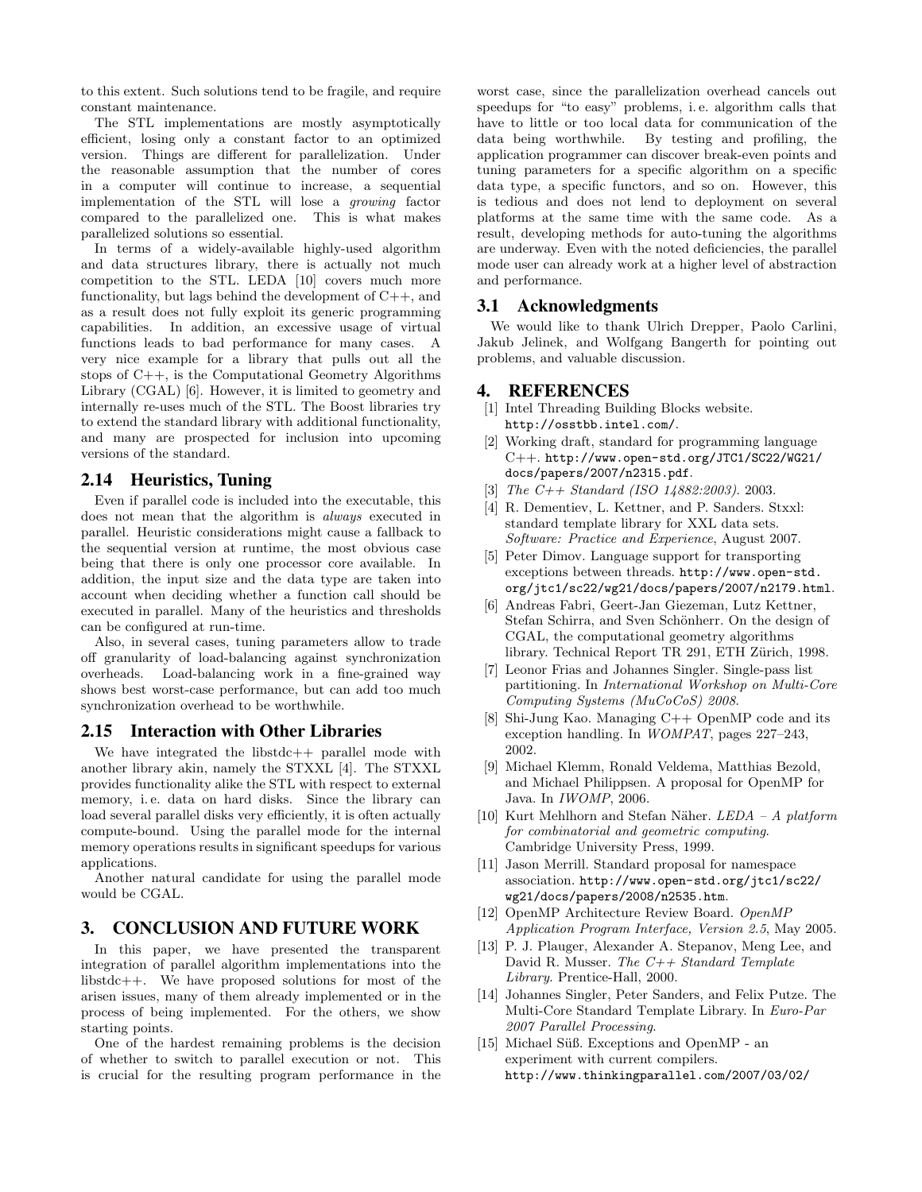to this extent. Such solutions tend to be fragile, and require constant maintenance.

The STL implementations are mostly asymptotically efficient, losing only a constant factor to an optimized version. Things are different for parallelization. Under the reasonable assumption that the number of cores in a computer will continue to increase, a sequential implementation of the STL will lose a *growing* factor compared to the parallelized one. This is what makes parallelized solutions so essential.

In terms of a widely-available highly-used algorithm and data structures library, there is actually not much competition to the STL. LEDA [10] covers much more functionality, but lags behind the development of C++, and as a result does not fully exploit its generic programming capabilities. In addition, an excessive usage of virtual functions leads to bad performance for many cases. A very nice example for a library that pulls out all the stops of C++, is the Computational Geometry Algorithms Library (CGAL) [6]. However, it is limited to geometry and internally re-uses much of the STL. The Boost libraries try to extend the standard library with additional functionality, and many are prospected for inclusion into upcoming versions of the standard.

### 2.14 Heuristics, Tuning

Even if parallel code is included into the executable, this does not mean that the algorithm is *always* executed in parallel. Heuristic considerations might cause a fallback to the sequential version at runtime, the most obvious case being that there is only one processor core available. In addition, the input size and the data type are taken into account when deciding whether a function call should be executed in parallel. Many of the heuristics and thresholds can be configured at run-time.

Also, in several cases, tuning parameters allow to trade off granularity of load-balancing against synchronization overheads. Load-balancing work in a fine-grained way shows best worst-case performance, but can add too much synchronization overhead to be worthwhile.

### 2.15 Interaction with Other Libraries

We have integrated the libstdc++ parallel mode with another library akin, namely the STXXL [4]. The STXXL provides functionality alike the STL with respect to external memory, i. e. data on hard disks. Since the library can load several parallel disks very efficiently, it is often actually compute-bound. Using the parallel mode for the internal memory operations results in significant speedups for various applications.

Another natural candidate for using the parallel mode would be CGAL.

## 3. CONCLUSION AND FUTURE WORK

In this paper, we have presented the transparent integration of parallel algorithm implementations into the libstdc++. We have proposed solutions for most of the arisen issues, many of them already implemented or in the process of being implemented. For the others, we show starting points.

One of the hardest remaining problems is the decision of whether to switch to parallel execution or not. This is crucial for the resulting program performance in the worst case, since the parallelization overhead cancels out speedups for "to easy" problems, i. e. algorithm calls that have to little or too local data for communication of the data being worthwhile. By testing and profiling, the application programmer can discover break-even points and tuning parameters for a specific algorithm on a specific data type, a specific functors, and so on. However, this is tedious and does not lend to deployment on several platforms at the same time with the same code. As a result, developing methods for auto-tuning the algorithms are underway. Even with the noted deficiencies, the parallel mode user can already work at a higher level of abstraction and performance.

### 3.1 Acknowledgments

We would like to thank Ulrich Drepper, Paolo Carlini, Jakub Jelinek, and Wolfgang Bangerth for pointing out problems, and valuable discussion.

## 4. REFERENCES

[1] Intel Threading Building Blocks website. `http://osstbb.intel.com/`.

[2] Working draft, standard for programming language C++. `http://www.open-std.org/JTC1/SC22/WG21/docs/papers/2007/n2315.pdf`.

[3] *The C++ Standard (ISO 14882:2003)*. 2003.

[4] R. Dementiev, L. Kettner, and P. Sanders. Stxxl: standard template library for XXL data sets. *Software: Practice and Experience*, August 2007.

[5] Peter Dimov. Language support for transporting exceptions between threads. `http://www.open-std.org/jtc1/sc22/wg21/docs/papers/2007/n2179.html`.

[6] Andreas Fabri, Geert-Jan Giezeman, Lutz Kettner, Stefan Schirra, and Sven Schönherr. On the design of CGAL, the computational geometry algorithms library. Technical Report TR 291, ETH Zürich, 1998.

[7] Leonor Frias and Johannes Singler. Single-pass list partitioning. In *International Workshop on Multi-Core Computing Systems (MuCoCoS) 2008*.

[8] Shi-Jung Kao. Managing C++ OpenMP code and its exception handling. In *WOMPAT*, pages 227–243, 2002.

[9] Michael Klemm, Ronald Veldema, Matthias Bezold, and Michael Philippsen. A proposal for OpenMP for Java. In *IWOMP*, 2006.

[10] Kurt Mehlhorn and Stefan Näher. *LEDA – A platform for combinatorial and geometric computing*. Cambridge University Press, 1999.

[11] Jason Merrill. Standard proposal for namespace association. `http://www.open-std.org/jtc1/sc22/wg21/docs/papers/2008/n2535.htm`.

[12] OpenMP Architecture Review Board. *OpenMP Application Program Interface, Version 2.5*, May 2005.

[13] P. J. Plauger, Alexander A. Stepanov, Meng Lee, and David R. Musser. *The C++ Standard Template Library*. Prentice-Hall, 2000.

[14] Johannes Singler, Peter Sanders, and Felix Putze. The Multi-Core Standard Template Library. In *Euro-Par 2007 Parallel Processing*.

[15] Michael Süß. Exceptions and OpenMP - an experiment with current compilers. `http://www.thinkingparallel.com/2007/03/02/`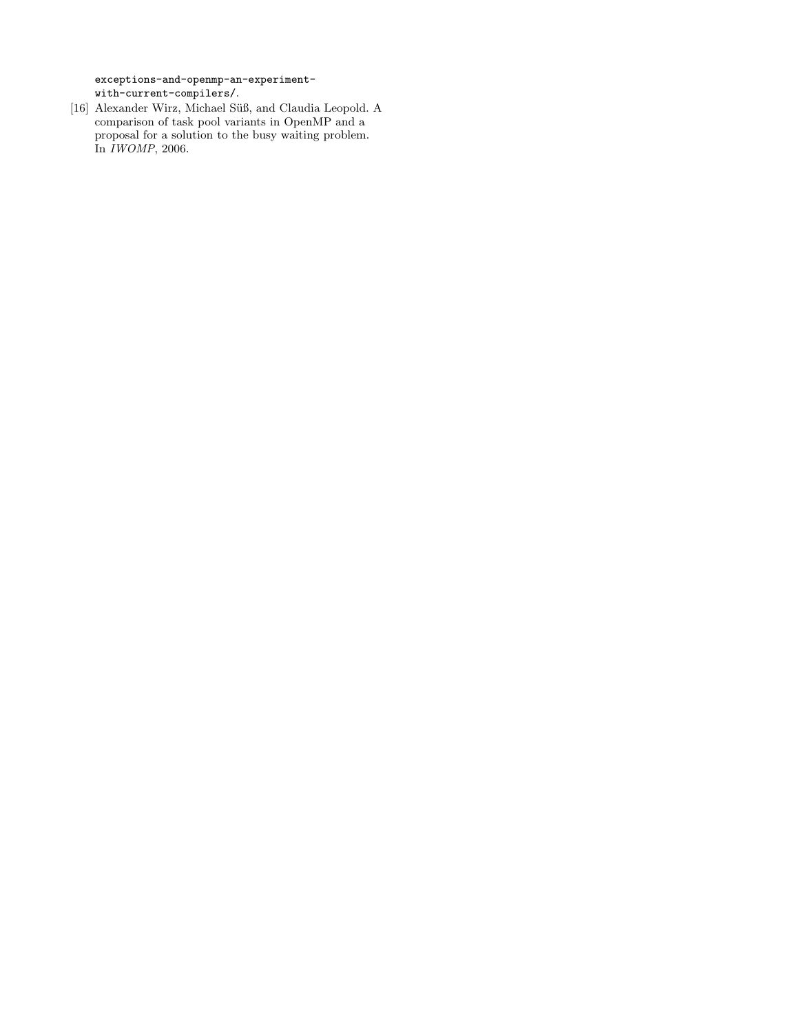exceptions-and-openmp-an-experiment-with-current-compilers/.

[16] Alexander Wirz, Michael Süß, and Claudia Leopold. A comparison of task pool variants in OpenMP and a proposal for a solution to the busy waiting problem. In *IWOMP*, 2006.